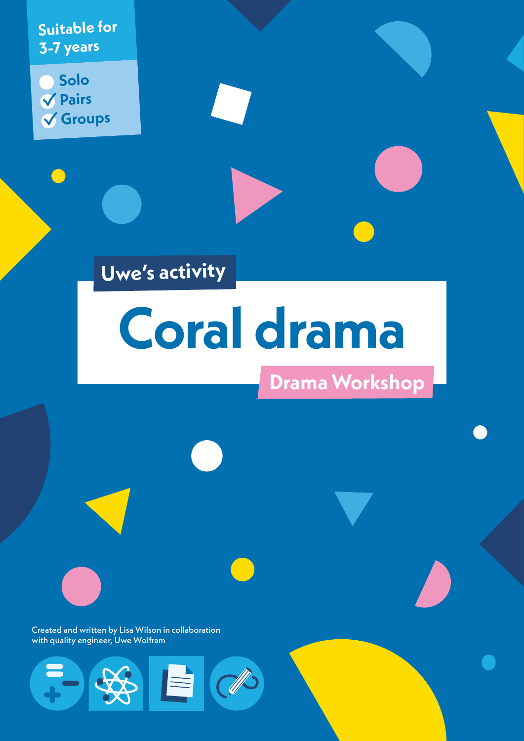Suitable for 3-7 years

- Solo
- ✓ Pairs
- ✓ Groups

Uwe's activity

# Coral drama

## Drama Workshop

Created and written by Lisa Wilson in collaboration with quality engineer, Uwe Wolfram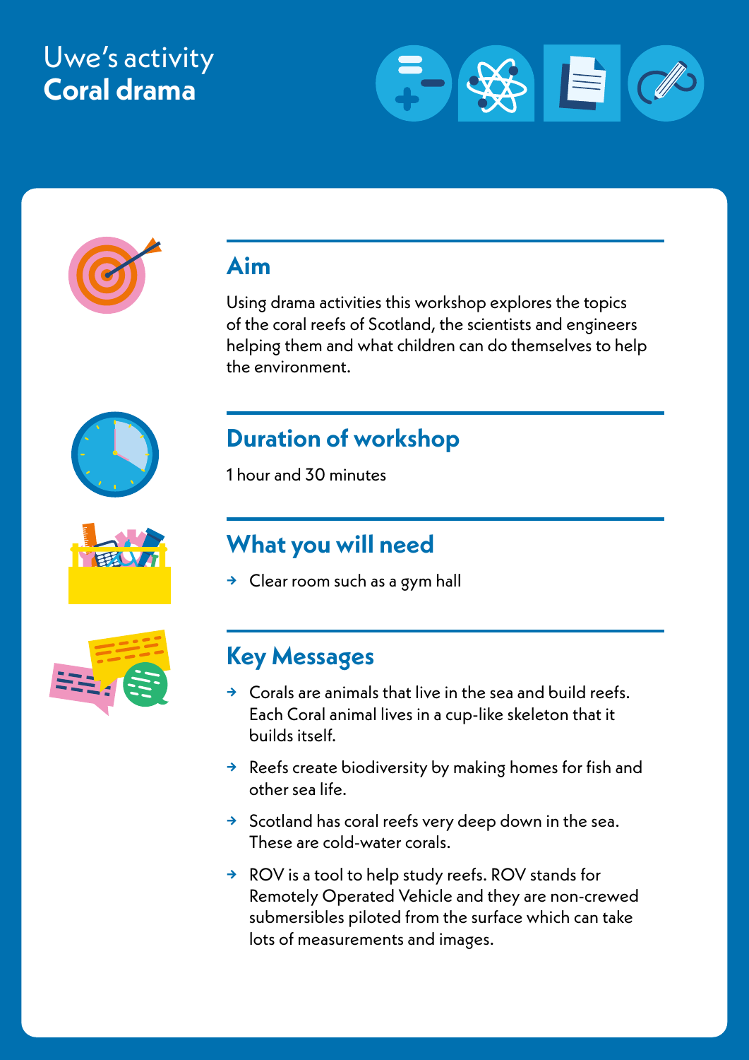# Uwe's activity
# **Coral drama**

## Aim

Using drama activities this workshop explores the topics of the coral reefs of Scotland, the scientists and engineers helping them and what children can do themselves to help the environment.

## Duration of workshop

1 hour and 30 minutes

## What you will need

- Clear room such as a gym hall

## Key Messages

- Corals are animals that live in the sea and build reefs. Each Coral animal lives in a cup-like skeleton that it builds itself.
- Reefs create biodiversity by making homes for fish and other sea life.
- Scotland has coral reefs very deep down in the sea. These are cold-water corals.
- ROV is a tool to help study reefs. ROV stands for Remotely Operated Vehicle and they are non-crewed submersibles piloted from the surface which can take lots of measurements and images.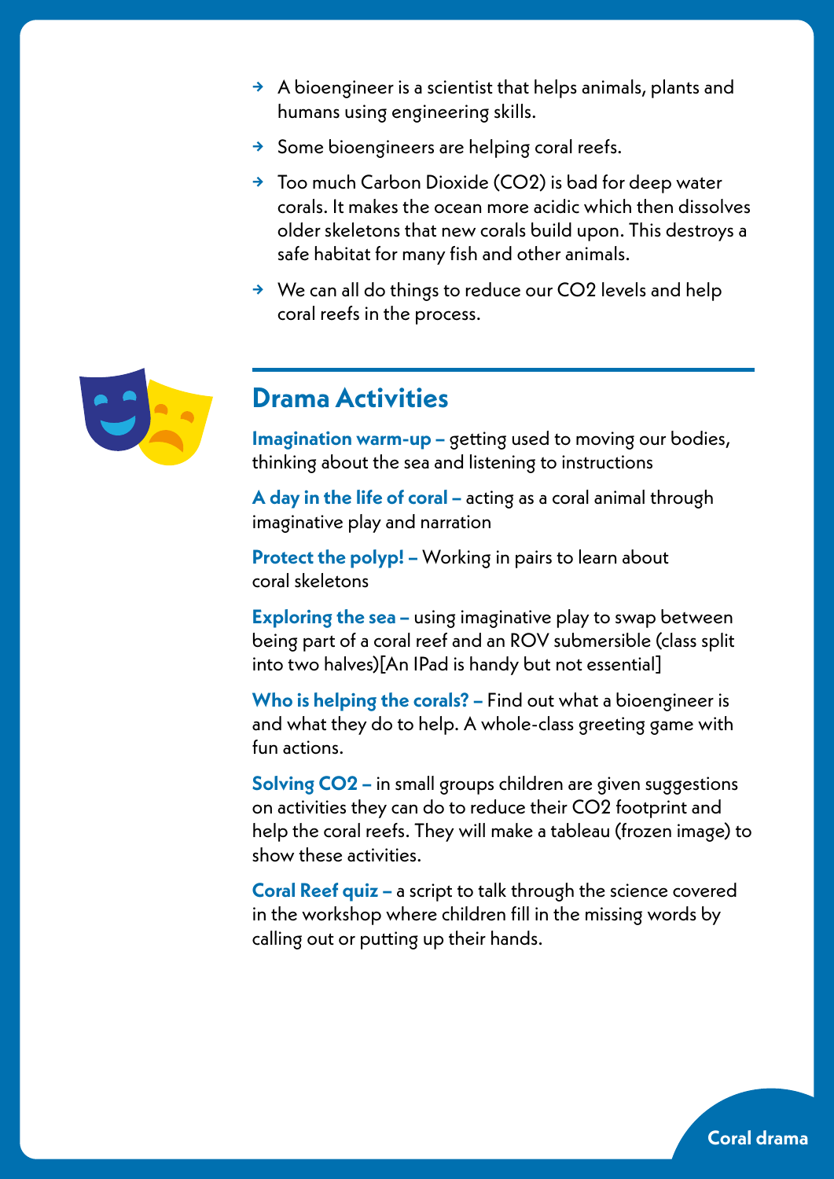- A bioengineer is a scientist that helps animals, plants and humans using engineering skills.
- Some bioengineers are helping coral reefs.
- Too much Carbon Dioxide ($CO_2$) is bad for deep water corals. It makes the ocean more acidic which then dissolves older skeletons that new corals build upon. This destroys a safe habitat for many fish and other animals.
- We can all do things to reduce our $CO_2$ levels and help coral reefs in the process.

## Drama Activities

**Imagination warm-up –** getting used to moving our bodies, thinking about the sea and listening to instructions

**A day in the life of coral –** acting as a coral animal through imaginative play and narration

**Protect the polyp! –** Working in pairs to learn about coral skeletons

**Exploring the sea –** using imaginative play to swap between being part of a coral reef and an ROV submersible (class split into two halves)[An IPad is handy but not essential]

**Who is helping the corals? –** Find out what a bioengineer is and what they do to help. A whole-class greeting game with fun actions.

**Solving $CO_2$ –** in small groups children are given suggestions on activities they can do to reduce their $CO_2$ footprint and help the coral reefs. They will make a tableau (frozen image) to show these activities.

**Coral Reef quiz –** a script to talk through the science covered in the workshop where children fill in the missing words by calling out or putting up their hands.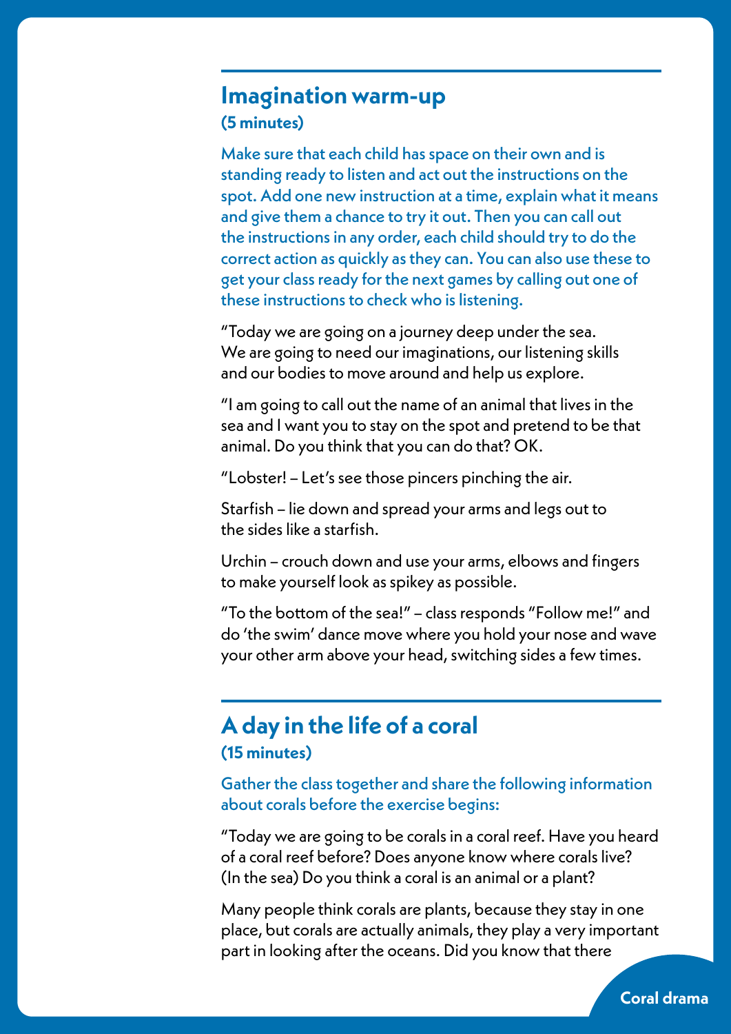## Imagination warm-up

**(5 minutes)**

Make sure that each child has space on their own and is standing ready to listen and act out the instructions on the spot. Add one new instruction at a time, explain what it means and give them a chance to try it out. Then you can call out the instructions in any order, each child should try to do the correct action as quickly as they can. You can also use these to get your class ready for the next games by calling out one of these instructions to check who is listening.

"Today we are going on a journey deep under the sea. We are going to need our imaginations, our listening skills and our bodies to move around and help us explore.

"I am going to call out the name of an animal that lives in the sea and I want you to stay on the spot and pretend to be that animal. Do you think that you can do that? OK.

"Lobster! – Let's see those pincers pinching the air.

Starfish – lie down and spread your arms and legs out to the sides like a starfish.

Urchin – crouch down and use your arms, elbows and fingers to make yourself look as spikey as possible.

"To the bottom of the sea!" – class responds "Follow me!" and do 'the swim' dance move where you hold your nose and wave your other arm above your head, switching sides a few times.

## A day in the life of a coral

**(15 minutes)**

Gather the class together and share the following information about corals before the exercise begins:

"Today we are going to be corals in a coral reef. Have you heard of a coral reef before? Does anyone know where corals live? (In the sea) Do you think a coral is an animal or a plant?

Many people think corals are plants, because they stay in one place, but corals are actually animals, they play a very important part in looking after the oceans. Did you know that there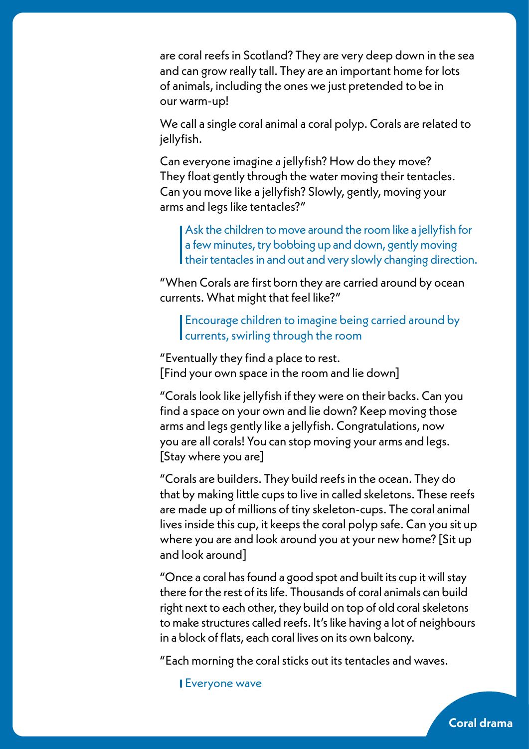are coral reefs in Scotland? They are very deep down in the sea and can grow really tall. They are an important home for lots of animals, including the ones we just pretended to be in our warm-up!

We call a single coral animal a coral polyp. Corals are related to jellyfish.

Can everyone imagine a jellyfish? How do they move? They float gently through the water moving their tentacles. Can you move like a jellyfish? Slowly, gently, moving your arms and legs like tentacles?"

> Ask the children to move around the room like a jellyfish for a few minutes, try bobbing up and down, gently moving their tentacles in and out and very slowly changing direction.

"When Corals are first born they are carried around by ocean currents. What might that feel like?"

> Encourage children to imagine being carried around by currents, swirling through the room

"Eventually they find a place to rest.
[Find your own space in the room and lie down]

"Corals look like jellyfish if they were on their backs. Can you find a space on your own and lie down? Keep moving those arms and legs gently like a jellyfish. Congratulations, now you are all corals! You can stop moving your arms and legs.
[Stay where you are]

"Corals are builders. They build reefs in the ocean. They do that by making little cups to live in called skeletons. These reefs are made up of millions of tiny skeleton-cups. The coral animal lives inside this cup, it keeps the coral polyp safe. Can you sit up where you are and look around you at your new home? [Sit up and look around]

"Once a coral has found a good spot and built its cup it will stay there for the rest of its life. Thousands of coral animals can build right next to each other, they build on top of old coral skeletons to make structures called reefs. It's like having a lot of neighbours in a block of flats, each coral lives on its own balcony.

"Each morning the coral sticks out its tentacles and waves.

> Everyone wave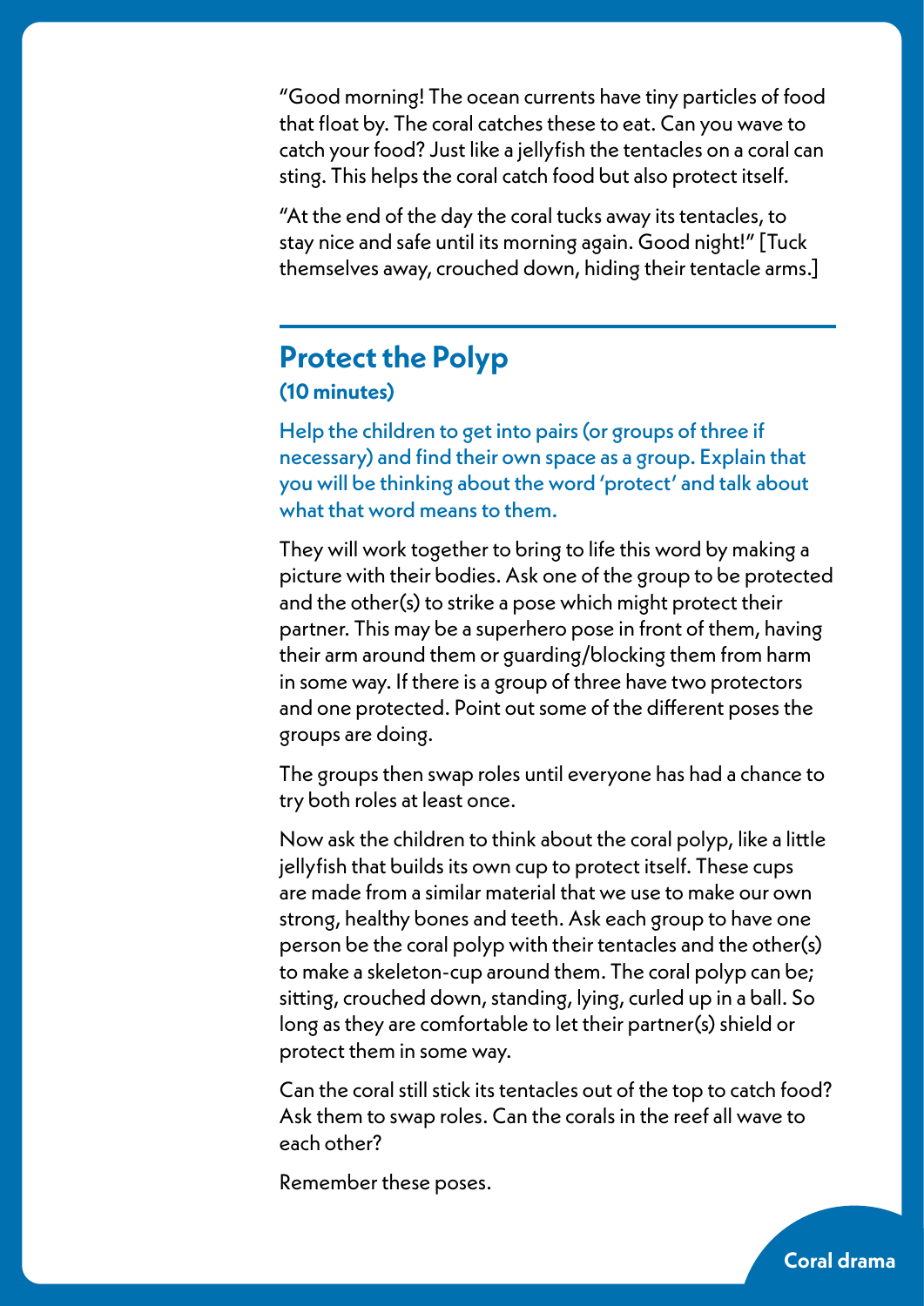"Good morning! The ocean currents have tiny particles of food that float by. The coral catches these to eat. Can you wave to catch your food? Just like a jellyfish the tentacles on a coral can sting. This helps the coral catch food but also protect itself.

"At the end of the day the coral tucks away its tentacles, to stay nice and safe until its morning again. Good night!" [Tuck themselves away, crouched down, hiding their tentacle arms.]

## Protect the Polyp

**(10 minutes)**

Help the children to get into pairs (or groups of three if necessary) and find their own space as a group. Explain that you will be thinking about the word 'protect' and talk about what that word means to them.

They will work together to bring to life this word by making a picture with their bodies. Ask one of the group to be protected and the other(s) to strike a pose which might protect their partner. This may be a superhero pose in front of them, having their arm around them or guarding/blocking them from harm in some way. If there is a group of three have two protectors and one protected. Point out some of the different poses the groups are doing.

The groups then swap roles until everyone has had a chance to try both roles at least once.

Now ask the children to think about the coral polyp, like a little jellyfish that builds its own cup to protect itself. These cups are made from a similar material that we use to make our own strong, healthy bones and teeth. Ask each group to have one person be the coral polyp with their tentacles and the other(s) to make a skeleton-cup around them. The coral polyp can be; sitting, crouched down, standing, lying, curled up in a ball. So long as they are comfortable to let their partner(s) shield or protect them in some way.

Can the coral still stick its tentacles out of the top to catch food? Ask them to swap roles. Can the corals in the reef all wave to each other?

Remember these poses.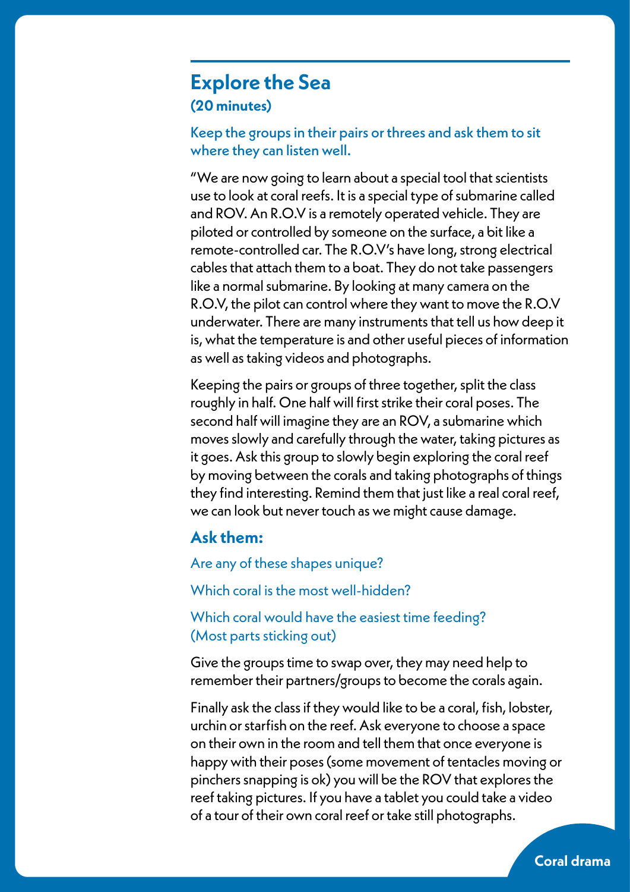## Explore the Sea

**(20 minutes)**

Keep the groups in their pairs or threes and ask them to sit where they can listen well.

"We are now going to learn about a special tool that scientists use to look at coral reefs. It is a special type of submarine called and ROV. An R.O.V is a remotely operated vehicle. They are piloted or controlled by someone on the surface, a bit like a remote-controlled car. The R.O.V's have long, strong electrical cables that attach them to a boat. They do not take passengers like a normal submarine. By looking at many camera on the R.O.V, the pilot can control where they want to move the R.O.V underwater. There are many instruments that tell us how deep it is, what the temperature is and other useful pieces of information as well as taking videos and photographs.

Keeping the pairs or groups of three together, split the class roughly in half. One half will first strike their coral poses. The second half will imagine they are an ROV, a submarine which moves slowly and carefully through the water, taking pictures as it goes. Ask this group to slowly begin exploring the coral reef by moving between the corals and taking photographs of things they find interesting. Remind them that just like a real coral reef, we can look but never touch as we might cause damage.

### Ask them:

Are any of these shapes unique?

Which coral is the most well-hidden?

Which coral would have the easiest time feeding? (Most parts sticking out)

Give the groups time to swap over, they may need help to remember their partners/groups to become the corals again.

Finally ask the class if they would like to be a coral, fish, lobster, urchin or starfish on the reef. Ask everyone to choose a space on their own in the room and tell them that once everyone is happy with their poses (some movement of tentacles moving or pinchers snapping is ok) you will be the ROV that explores the reef taking pictures. If you have a tablet you could take a video of a tour of their own coral reef or take still photographs.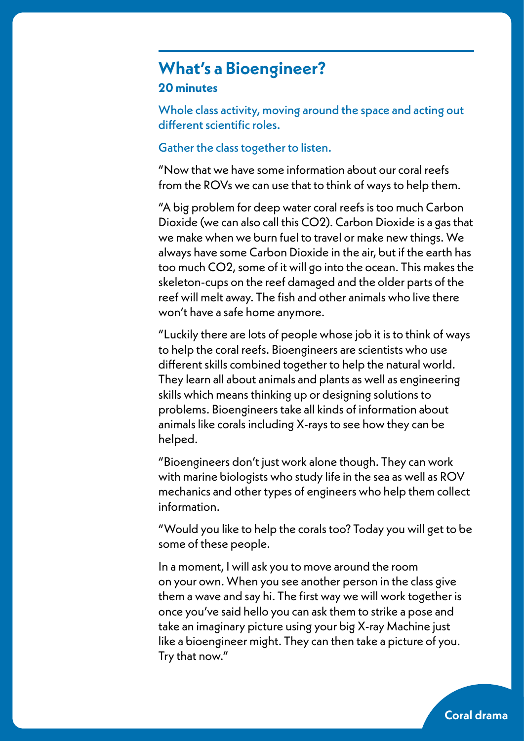## What's a Bioengineer?

**20 minutes**

Whole class activity, moving around the space and acting out different scientific roles.

Gather the class together to listen.

"Now that we have some information about our coral reefs from the ROVs we can use that to think of ways to help them.

"A big problem for deep water coral reefs is too much Carbon Dioxide (we can also call this $CO_2$). Carbon Dioxide is a gas that we make when we burn fuel to travel or make new things. We always have some Carbon Dioxide in the air, but if the earth has too much $CO_2$, some of it will go into the ocean. This makes the skeleton-cups on the reef damaged and the older parts of the reef will melt away. The fish and other animals who live there won't have a safe home anymore.

"Luckily there are lots of people whose job it is to think of ways to help the coral reefs. Bioengineers are scientists who use different skills combined together to help the natural world. They learn all about animals and plants as well as engineering skills which means thinking up or designing solutions to problems. Bioengineers take all kinds of information about animals like corals including X-rays to see how they can be helped.

"Bioengineers don't just work alone though. They can work with marine biologists who study life in the sea as well as ROV mechanics and other types of engineers who help them collect information.

"Would you like to help the corals too? Today you will get to be some of these people.

In a moment, I will ask you to move around the room on your own. When you see another person in the class give them a wave and say hi. The first way we will work together is once you've said hello you can ask them to strike a pose and take an imaginary picture using your big X-ray Machine just like a bioengineer might. They can then take a picture of you. Try that now."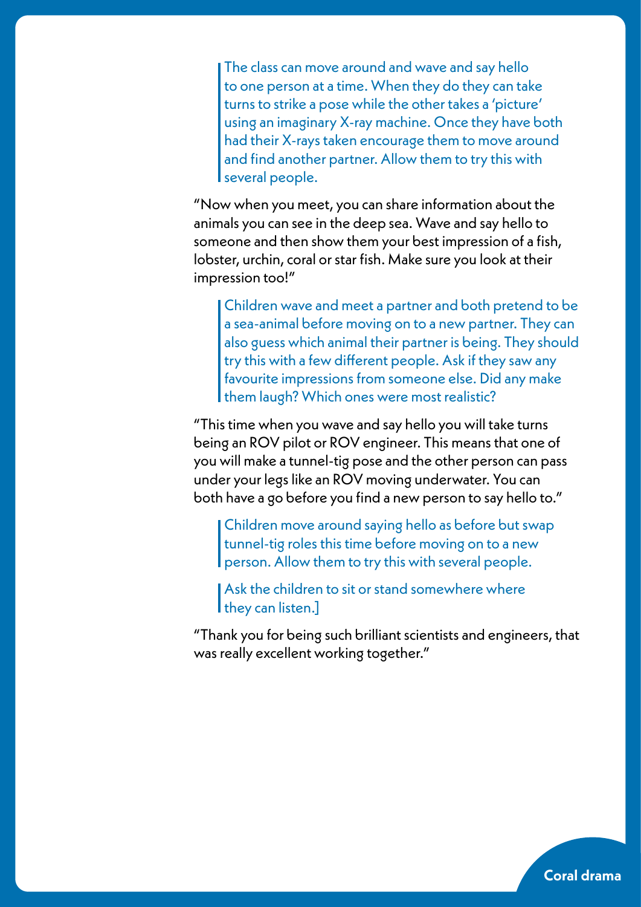> The class can move around and wave and say hello to one person at a time. When they do they can take turns to strike a pose while the other takes a 'picture' using an imaginary X-ray machine. Once they have both had their X-rays taken encourage them to move around and find another partner. Allow them to try this with several people.

"Now when you meet, you can share information about the animals you can see in the deep sea. Wave and say hello to someone and then show them your best impression of a fish, lobster, urchin, coral or star fish. Make sure you look at their impression too!"

> Children wave and meet a partner and both pretend to be a sea-animal before moving on to a new partner. They can also guess which animal their partner is being. They should try this with a few different people. Ask if they saw any favourite impressions from someone else. Did any make them laugh? Which ones were most realistic?

"This time when you wave and say hello you will take turns being an ROV pilot or ROV engineer. This means that one of you will make a tunnel-tig pose and the other person can pass under your legs like an ROV moving underwater. You can both have a go before you find a new person to say hello to."

> Children move around saying hello as before but swap tunnel-tig roles this time before moving on to a new person. Allow them to try this with several people.

> Ask the children to sit or stand somewhere where they can listen.]

"Thank you for being such brilliant scientists and engineers, that was really excellent working together."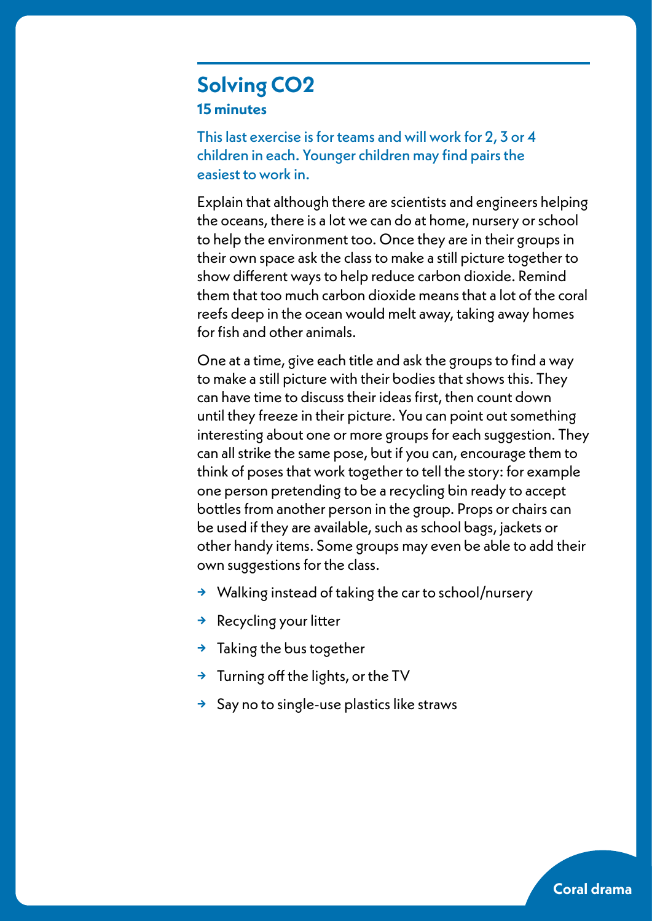## Solving $CO_2$

**15 minutes**

This last exercise is for teams and will work for 2, 3 or 4 children in each. Younger children may find pairs the easiest to work in.

Explain that although there are scientists and engineers helping the oceans, there is a lot we can do at home, nursery or school to help the environment too. Once they are in their groups in their own space ask the class to make a still picture together to show different ways to help reduce carbon dioxide. Remind them that too much carbon dioxide means that a lot of the coral reefs deep in the ocean would melt away, taking away homes for fish and other animals.

One at a time, give each title and ask the groups to find a way to make a still picture with their bodies that shows this. They can have time to discuss their ideas first, then count down until they freeze in their picture. You can point out something interesting about one or more groups for each suggestion. They can all strike the same pose, but if you can, encourage them to think of poses that work together to tell the story: for example one person pretending to be a recycling bin ready to accept bottles from another person in the group. Props or chairs can be used if they are available, such as school bags, jackets or other handy items. Some groups may even be able to add their own suggestions for the class.

- Walking instead of taking the car to school/nursery
- Recycling your litter
- Taking the bus together
- Turning off the lights, or the TV
- Say no to single-use plastics like straws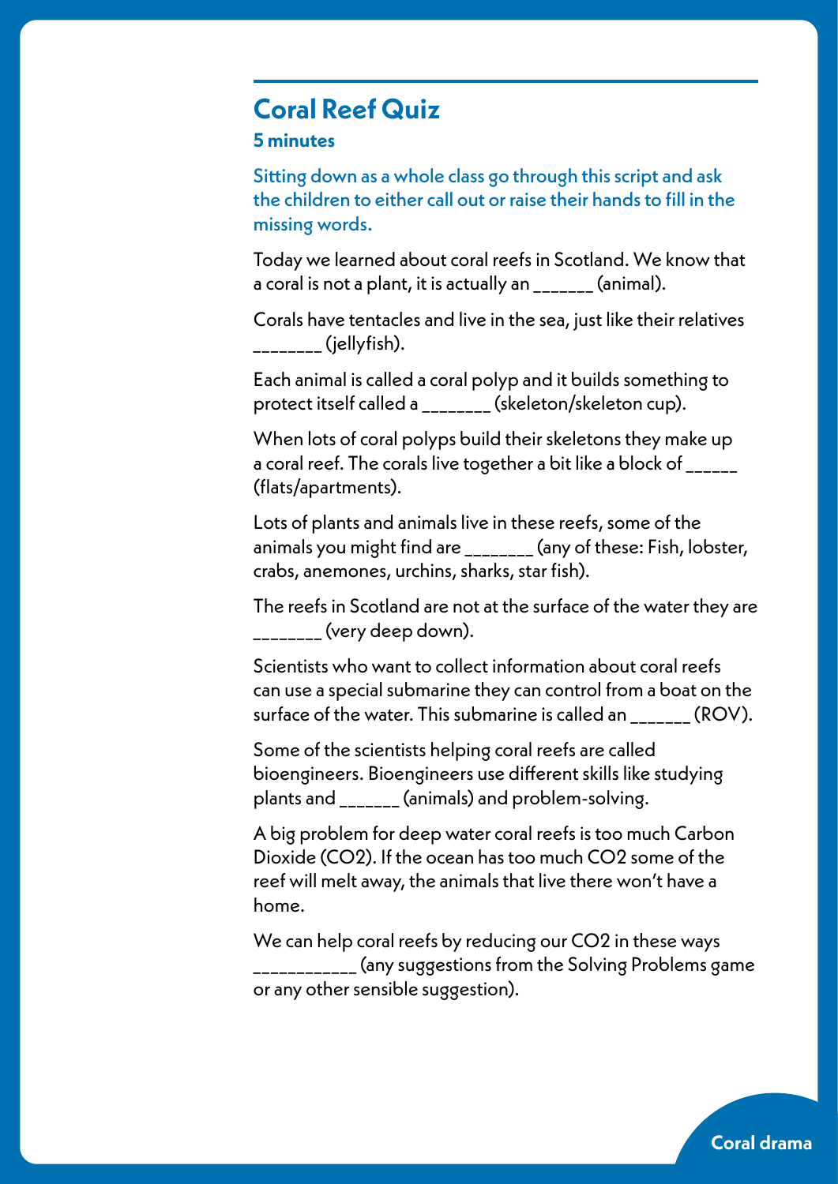# Coral Reef Quiz

**5 minutes**

Sitting down as a whole class go through this script and ask the children to either call out or raise their hands to fill in the missing words.

Today we learned about coral reefs in Scotland. We know that a coral is not a plant, it is actually an ______ (animal).

Corals have tentacles and live in the sea, just like their relatives _______ (jellyfish).

Each animal is called a coral polyp and it builds something to protect itself called a _______ (skeleton/skeleton cup).

When lots of coral polyps build their skeletons they make up a coral reef. The corals live together a bit like a block of _____ (flats/apartments).

Lots of plants and animals live in these reefs, some of the animals you might find are _______ (any of these: Fish, lobster, crabs, anemones, urchins, sharks, star fish).

The reefs in Scotland are not at the surface of the water they are _______ (very deep down).

Scientists who want to collect information about coral reefs can use a special submarine they can control from a boat on the surface of the water. This submarine is called an ______ (ROV).

Some of the scientists helping coral reefs are called bioengineers. Bioengineers use different skills like studying plants and ______ (animals) and problem-solving.

A big problem for deep water coral reefs is too much Carbon Dioxide ($CO_2$). If the ocean has too much $CO_2$ some of the reef will melt away, the animals that live there won't have a home.

We can help coral reefs by reducing our $CO_2$ in these ways ___________ (any suggestions from the Solving Problems game or any other sensible suggestion).